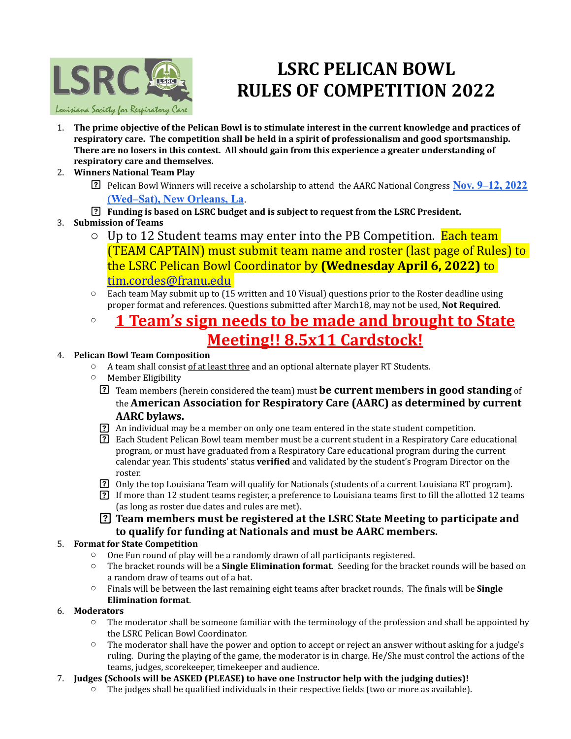# LSRC PELICAN BOWL RULES OF COMPETITION 2022

1. **The prime objective of the Pelican Bowl is to stimulate interest in the current knowledge and practices of respiratory care. The competition shall be held in a spirit of professionalism and good sportsmanship. There are no losers in this contest. All should gain from this experience a greater understanding of respiratory care and themselves.**
2. **Winners National Team Play**
   - Pelican Bowl Winners will receive a scholarship to attend the AARC National Congress **Nov. 9–12, 2022 (Wed–Sat), New Orleans, La**.
   - **Funding is based on LSRC budget and is subject to request from the LSRC President.**
3. **Submission of Teams**
   - Up to 12 Student teams may enter into the PB Competition. Each team (TEAM CAPTAIN) must submit team name and roster (last page of Rules) to the LSRC Pelican Bowl Coordinator by **(Wednesday April 6, 2022)** to tim.cordes@franu.edu
   - Each team May submit up to (15 written and 10 Visual) questions prior to the Roster deadline using proper format and references. Questions submitted after March18, may not be used, **Not Required**.
   - **1 Team's sign needs to be made and brought to State Meeting!! 8.5x11 Cardstock!**
4. **Pelican Bowl Team Composition**
   - A team shall consist of at least three and an optional alternate player RT Students.
   - Member Eligibility
     - Team members (herein considered the team) must **be current members in good standing** of the **American Association for Respiratory Care (AARC) as determined by current AARC bylaws.**
     - An individual may be a member on only one team entered in the state student competition.
     - Each Student Pelican Bowl team member must be a current student in a Respiratory Care educational program, or must have graduated from a Respiratory Care educational program during the current calendar year. This students' status **verified** and validated by the student's Program Director on the roster.
     - Only the top Louisiana Team will qualify for Nationals (students of a current Louisiana RT program).
     - If more than 12 student teams register, a preference to Louisiana teams first to fill the allotted 12 teams (as long as roster due dates and rules are met).
     - **Team members must be registered at the LSRC State Meeting to participate and to qualify for funding at Nationals and must be AARC members.**
5. **Format for State Competition**
   - One Fun round of play will be a randomly drawn of all participants registered.
   - The bracket rounds will be a **Single Elimination format**. Seeding for the bracket rounds will be based on a random draw of teams out of a hat.
   - Finals will be between the last remaining eight teams after bracket rounds. The finals will be **Single Elimination format**.
6. **Moderators**
   - The moderator shall be someone familiar with the terminology of the profession and shall be appointed by the LSRC Pelican Bowl Coordinator.
   - The moderator shall have the power and option to accept or reject an answer without asking for a judge's ruling. During the playing of the game, the moderator is in charge. He/She must control the actions of the teams, judges, scorekeeper, timekeeper and audience.
7. **Judges (Schools will be ASKED (PLEASE) to have one Instructor help with the judging duties)!**
   - The judges shall be qualified individuals in their respective fields (two or more as available).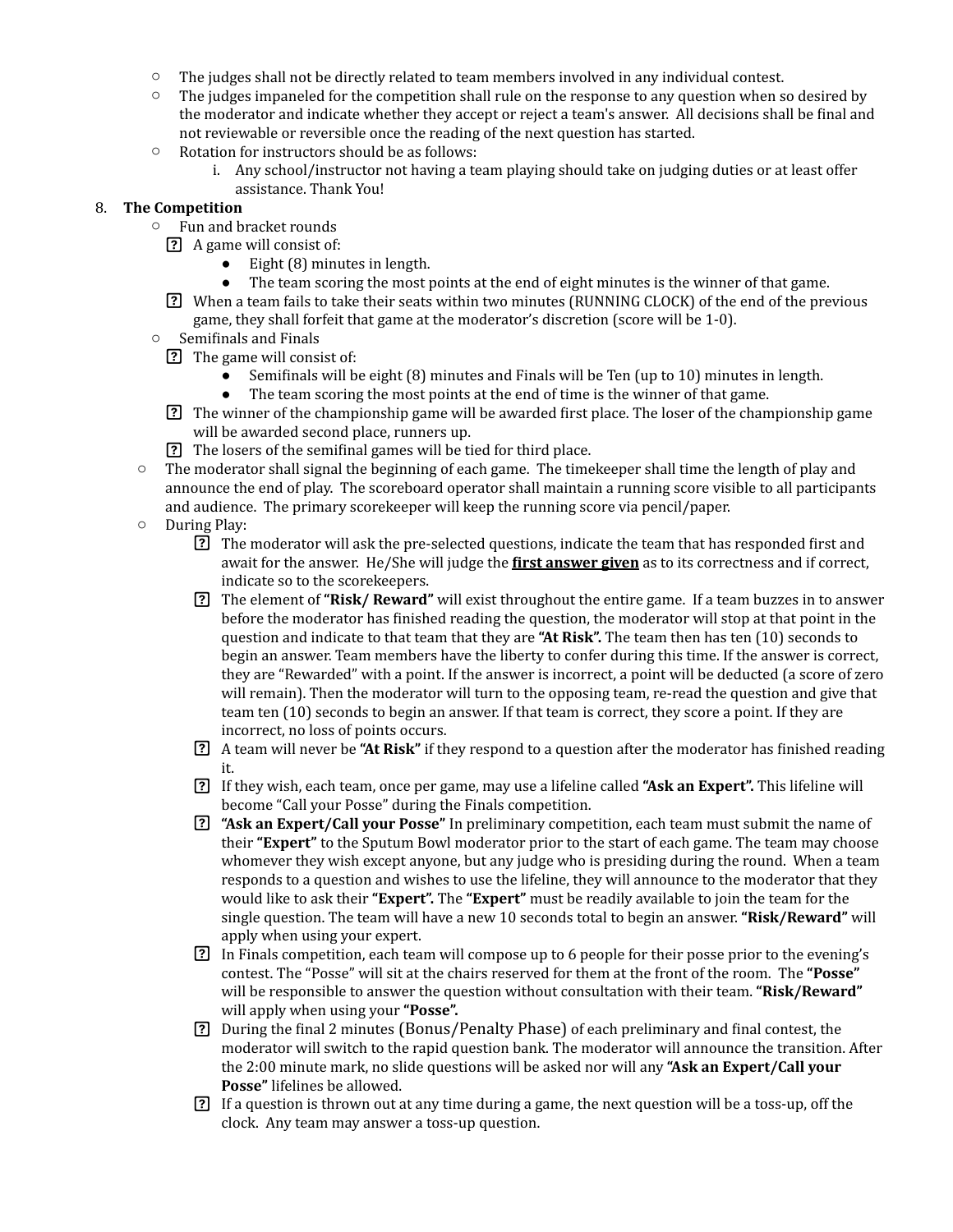- The judges shall not be directly related to team members involved in any individual contest.
- The judges impaneled for the competition shall rule on the response to any question when so desired by the moderator and indicate whether they accept or reject a team's answer. All decisions shall be final and not reviewable or reversible once the reading of the next question has started.
- Rotation for instructors should be as follows:
  i. Any school/instructor not having a team playing should take on judging duties or at least offer assistance. Thank You!

8. **The Competition**
   - Fun and bracket rounds
     - A game will consist of:
       - Eight (8) minutes in length.
       - The team scoring the most points at the end of eight minutes is the winner of that game.
     - When a team fails to take their seats within two minutes (RUNNING CLOCK) of the end of the previous game, they shall forfeit that game at the moderator's discretion (score will be 1-0).
   - Semifinals and Finals
     - The game will consist of:
       - Semifinals will be eight (8) minutes and Finals will be Ten (up to 10) minutes in length.
       - The team scoring the most points at the end of time is the winner of that game.
     - The winner of the championship game will be awarded first place. The loser of the championship game will be awarded second place, runners up.
     - The losers of the semifinal games will be tied for third place.
   - The moderator shall signal the beginning of each game. The timekeeper shall time the length of play and announce the end of play. The scoreboard operator shall maintain a running score visible to all participants and audience. The primary scorekeeper will keep the running score via pencil/paper.
   - During Play:
     - The moderator will ask the pre-selected questions, indicate the team that has responded first and await for the answer. He/She will judge the **<u>first answer given</u>** as to its correctness and if correct, indicate so to the scorekeepers.
     - The element of **"Risk/ Reward"** will exist throughout the entire game. If a team buzzes in to answer before the moderator has finished reading the question, the moderator will stop at that point in the question and indicate to that team that they are **"At Risk".** The team then has ten (10) seconds to begin an answer. Team members have the liberty to confer during this time. If the answer is correct, they are "Rewarded" with a point. If the answer is incorrect, a point will be deducted (a score of zero will remain). Then the moderator will turn to the opposing team, re-read the question and give that team ten (10) seconds to begin an answer. If that team is correct, they score a point. If they are incorrect, no loss of points occurs.
     - A team will never be **"At Risk"** if they respond to a question after the moderator has finished reading it.
     - If they wish, each team, once per game, may use a lifeline called **"Ask an Expert".** This lifeline will become "Call your Posse" during the Finals competition.
     - **"Ask an Expert/Call your Posse"** In preliminary competition, each team must submit the name of their **"Expert"** to the Sputum Bowl moderator prior to the start of each game. The team may choose whomever they wish except anyone, but any judge who is presiding during the round. When a team responds to a question and wishes to use the lifeline, they will announce to the moderator that they would like to ask their **"Expert".** The **"Expert"** must be readily available to join the team for the single question. The team will have a new 10 seconds total to begin an answer. **"Risk/Reward"** will apply when using your expert.
     - In Finals competition, each team will compose up to 6 people for their posse prior to the evening's contest. The "Posse" will sit at the chairs reserved for them at the front of the room. The **"Posse"** will be responsible to answer the question without consultation with their team. **"Risk/Reward"** will apply when using your **"Posse".**
     - During the final 2 minutes (Bonus/Penalty Phase) of each preliminary and final contest, the moderator will switch to the rapid question bank. The moderator will announce the transition. After the 2:00 minute mark, no slide questions will be asked nor will any **"Ask an Expert/Call your Posse"** lifelines be allowed.
     - If a question is thrown out at any time during a game, the next question will be a toss-up, off the clock. Any team may answer a toss-up question.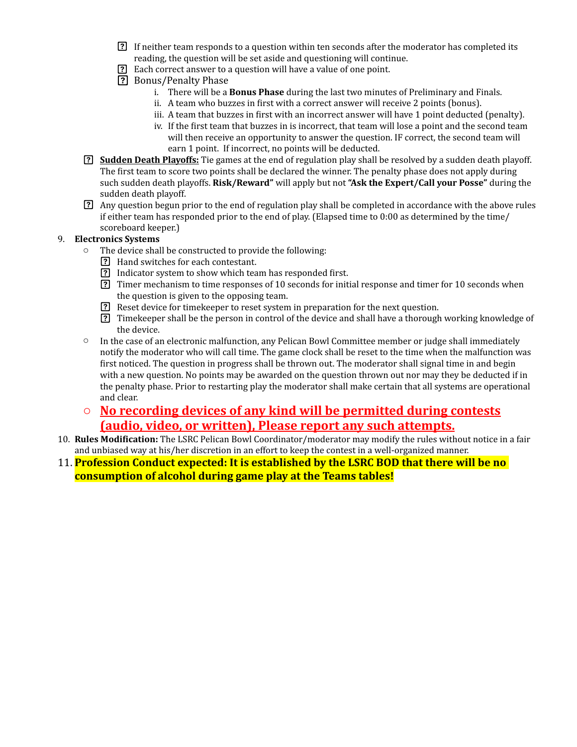- If neither team responds to a question within ten seconds after the moderator has completed its reading, the question will be set aside and questioning will continue.
- Each correct answer to a question will have a value of one point.
- Bonus/Penalty Phase
    1. There will be a **Bonus Phase** during the last two minutes of Preliminary and Finals.
    2. A team who buzzes in first with a correct answer will receive 2 points (bonus).
    3. A team that buzzes in first with an incorrect answer will have 1 point deducted (penalty).
    4. If the first team that buzzes in is incorrect, that team will lose a point and the second team will then receive an opportunity to answer the question. IF correct, the second team will earn 1 point. If incorrect, no points will be deducted.

- **Sudden Death Playoffs:** Tie games at the end of regulation play shall be resolved by a sudden death playoff. The first team to score two points shall be declared the winner. The penalty phase does not apply during such sudden death playoffs. **Risk/Reward"** will apply but not **"Ask the Expert/Call your Posse"** during the sudden death playoff.
- Any question begun prior to the end of regulation play shall be completed in accordance with the above rules if either team has responded prior to the end of play. (Elapsed time to 0:00 as determined by the time/ scoreboard keeper.)

9. **Electronics Systems**
    - The device shall be constructed to provide the following:
        - Hand switches for each contestant.
        - Indicator system to show which team has responded first.
        - Timer mechanism to time responses of 10 seconds for initial response and timer for 10 seconds when the question is given to the opposing team.
        - Reset device for timekeeper to reset system in preparation for the next question.
        - Timekeeper shall be the person in control of the device and shall have a thorough working knowledge of the device.
    - In the case of an electronic malfunction, any Pelican Bowl Committee member or judge shall immediately notify the moderator who will call time. The game clock shall be reset to the time when the malfunction was first noticed. The question in progress shall be thrown out. The moderator shall signal time in and begin with a new question. No points may be awarded on the question thrown out nor may they be deducted if in the penalty phase. Prior to restarting play the moderator shall make certain that all systems are operational and clear.
    - **No recording devices of any kind will be permitted during contests (audio, video, or written), Please report any such attempts.**

10. **Rules Modification:** The LSRC Pelican Bowl Coordinator/moderator may modify the rules without notice in a fair and unbiased way at his/her discretion in an effort to keep the contest in a well-organized manner.
11. **Profession Conduct expected: It is established by the LSRC BOD that there will be no consumption of alcohol during game play at the Teams tables!**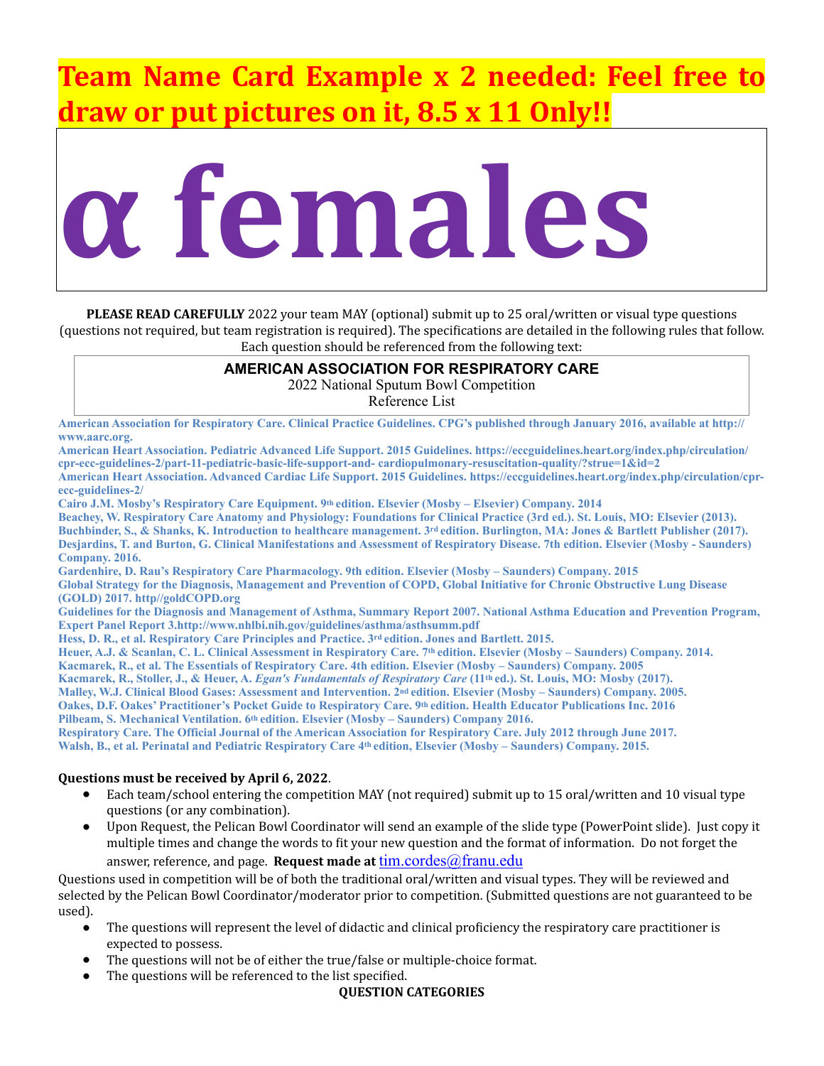# Team Name Card Example x 2 needed: Feel free to draw or put pictures on it, 8.5 x 11 Only!!

# α females

**PLEASE READ CAREFULLY** 2022 your team MAY (optional) submit up to 25 oral/written or visual type questions (questions not required, but team registration is required). The specifications are detailed in the following rules that follow. Each question should be referenced from the following text:

**AMERICAN ASSOCIATION FOR RESPIRATORY CARE**
2022 National Sputum Bowl Competition
Reference List

**American Association for Respiratory Care. Clinical Practice Guidelines. CPG's published through January 2016, available at http://www.aarc.org.**
**American Heart Association. Pediatric Advanced Life Support. 2015 Guidelines. https://eccguidelines.heart.org/index.php/circulation/cpr-ecc-guidelines-2/part-11-pediatric-basic-life-support-and- cardiopulmonary-resuscitation-quality/?strue=1&id=2**
**American Heart Association. Advanced Cardiac Life Support. 2015 Guidelines. https://eccguidelines.heart.org/index.php/circulation/cpr-ecc-guidelines-2/**
**Cairo J.M. Mosby's Respiratory Care Equipment. 9th edition. Elsevier (Mosby – Elsevier) Company. 2014**
**Beachey, W. Respiratory Care Anatomy and Physiology: Foundations for Clinical Practice (3rd ed.). St. Louis, MO: Elsevier (2013).**
**Buchbinder, S., & Shanks, K. Introduction to healthcare management. 3rd edition. Burlington, MA: Jones & Bartlett Publisher (2017).**
**Desjardins, T. and Burton, G. Clinical Manifestations and Assessment of Respiratory Disease. 7th edition. Elsevier (Mosby - Saunders) Company. 2016.**
**Gardenhire, D. Rau's Respiratory Care Pharmacology. 9th edition. Elsevier (Mosby – Saunders) Company. 2015**
**Global Strategy for the Diagnosis, Management and Prevention of COPD, Global Initiative for Chronic Obstructive Lung Disease (GOLD) 2017. http//goldCOPD.org**
**Guidelines for the Diagnosis and Management of Asthma, Summary Report 2007. National Asthma Education and Prevention Program, Expert Panel Report 3.http://www.nhlbi.nih.gov/guidelines/asthma/asthsumm.pdf**
**Hess, D. R., et al. Respiratory Care Principles and Practice. 3rd edition. Jones and Bartlett. 2015.**
**Heuer, A.J. & Scanlan, C. L. Clinical Assessment in Respiratory Care. 7th edition. Elsevier (Mosby – Saunders) Company. 2014.**
**Kacmarek, R., et al. The Essentials of Respiratory Care. 4th edition. Elsevier (Mosby – Saunders) Company. 2005**
**Kacmarek, R., Stoller, J., & Heuer, A. *Egan's Fundamentals of Respiratory Care* (11th ed.). St. Louis, MO: Mosby (2017).**
**Malley, W.J. Clinical Blood Gases: Assessment and Intervention. 2nd edition. Elsevier (Mosby – Saunders) Company. 2005.**
**Oakes, D.F. Oakes' Practitioner's Pocket Guide to Respiratory Care. 9th edition. Health Educator Publications Inc. 2016**
**Pilbeam, S. Mechanical Ventilation. 6th edition. Elsevier (Mosby – Saunders) Company 2016.**
**Respiratory Care. The Official Journal of the American Association for Respiratory Care. July 2012 through June 2017.**
**Walsh, B., et al. Perinatal and Pediatric Respiratory Care 4th edition, Elsevier (Mosby – Saunders) Company. 2015.**

**Questions must be received by April 6, 2022**.

- Each team/school entering the competition MAY (not required) submit up to 15 oral/written and 10 visual type questions (or any combination).
- Upon Request, the Pelican Bowl Coordinator will send an example of the slide type (PowerPoint slide). Just copy it multiple times and change the words to fit your new question and the format of information. Do not forget the answer, reference, and page. **Request made at** tim.cordes@franu.edu

Questions used in competition will be of both the traditional oral/written and visual types. They will be reviewed and selected by the Pelican Bowl Coordinator/moderator prior to competition. (Submitted questions are not guaranteed to be used).

- The questions will represent the level of didactic and clinical proficiency the respiratory care practitioner is expected to possess.
- The questions will not be of either the true/false or multiple-choice format.
- The questions will be referenced to the list specified.

**QUESTION CATEGORIES**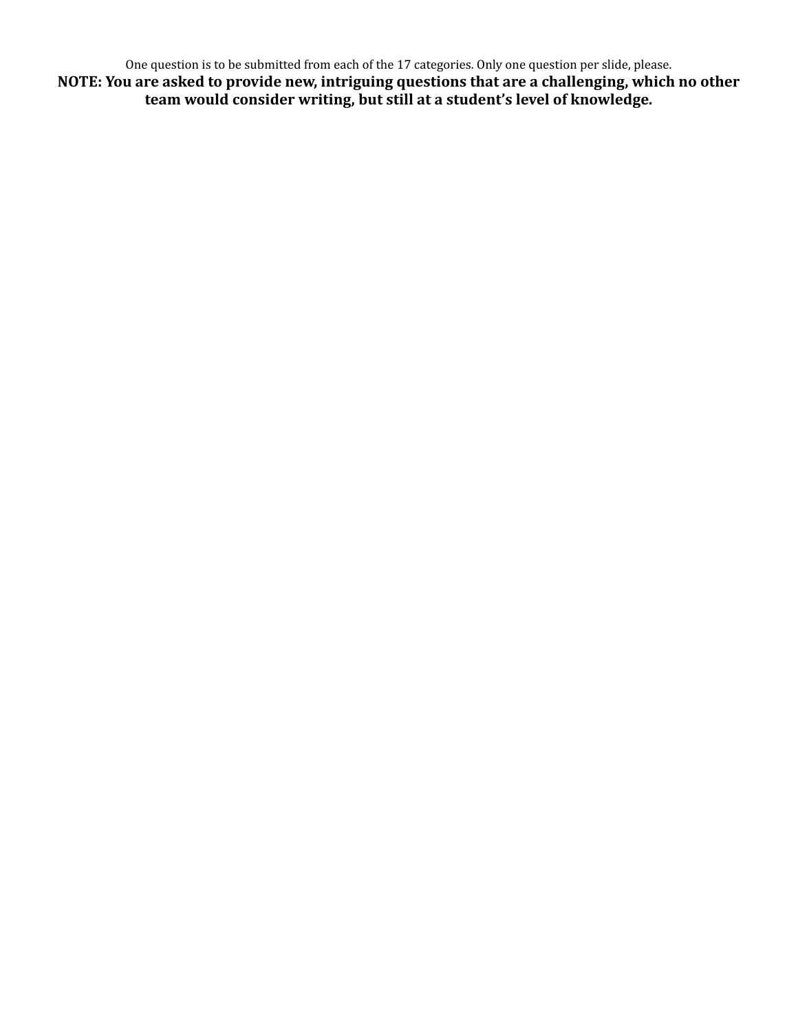One question is to be submitted from each of the 17 categories. Only one question per slide, please.

**NOTE: You are asked to provide new, intriguing questions that are a challenging, which no other team would consider writing, but still at a student's level of knowledge.**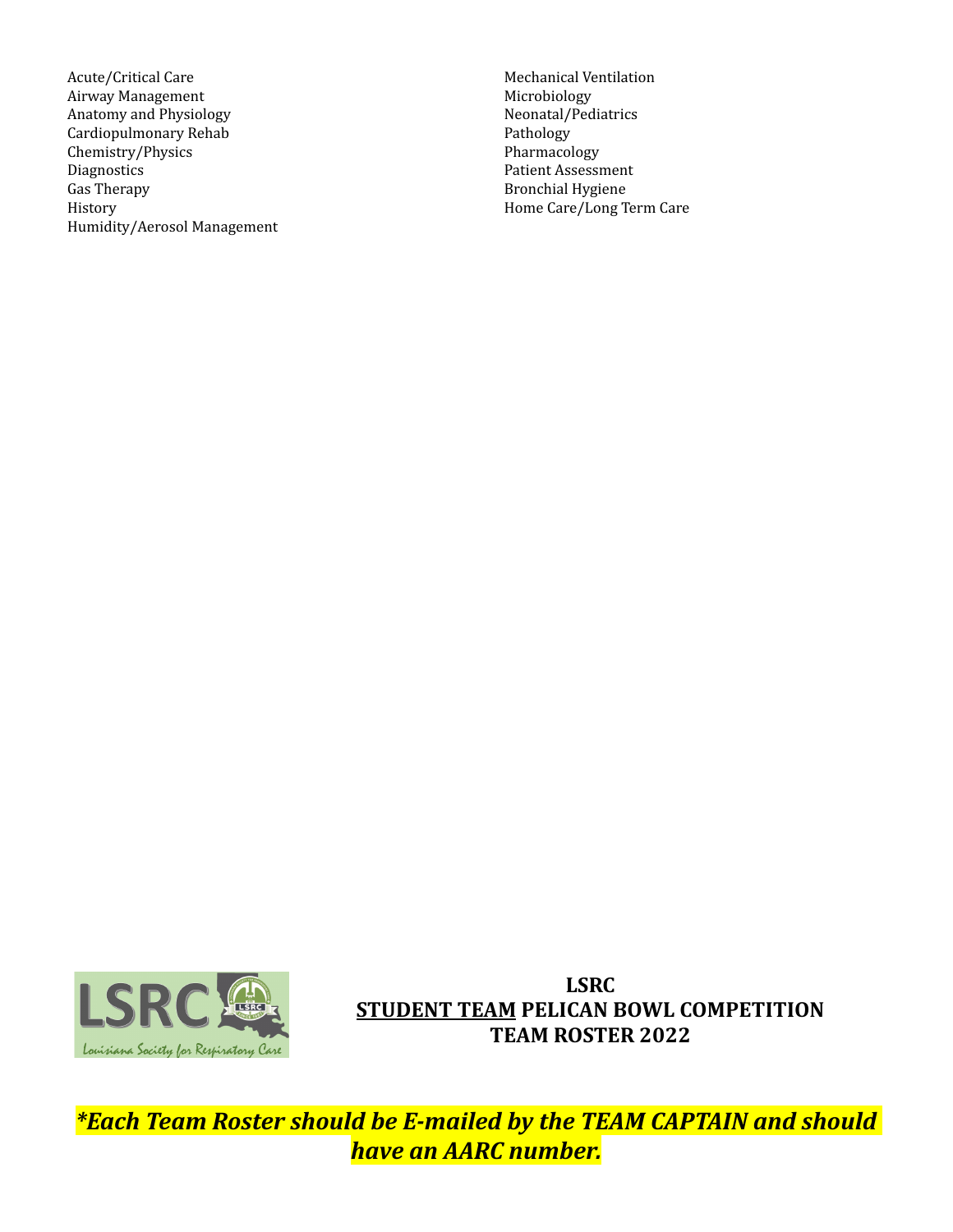Acute/Critical Care
Airway Management
Anatomy and Physiology
Cardiopulmonary Rehab
Chemistry/Physics
Diagnostics
Gas Therapy
History
Humidity/Aerosol Management
Mechanical Ventilation
Microbiology
Neonatal/Pediatrics
Pathology
Pharmacology
Patient Assessment
Bronchial Hygiene
Home Care/Long Term Care

**LSRC**
**<u>STUDENT TEAM</u> PELICAN BOWL COMPETITION**
**TEAM ROSTER 2022**

***\*Each Team Roster should be E-mailed by the TEAM CAPTAIN and should have an AARC number.***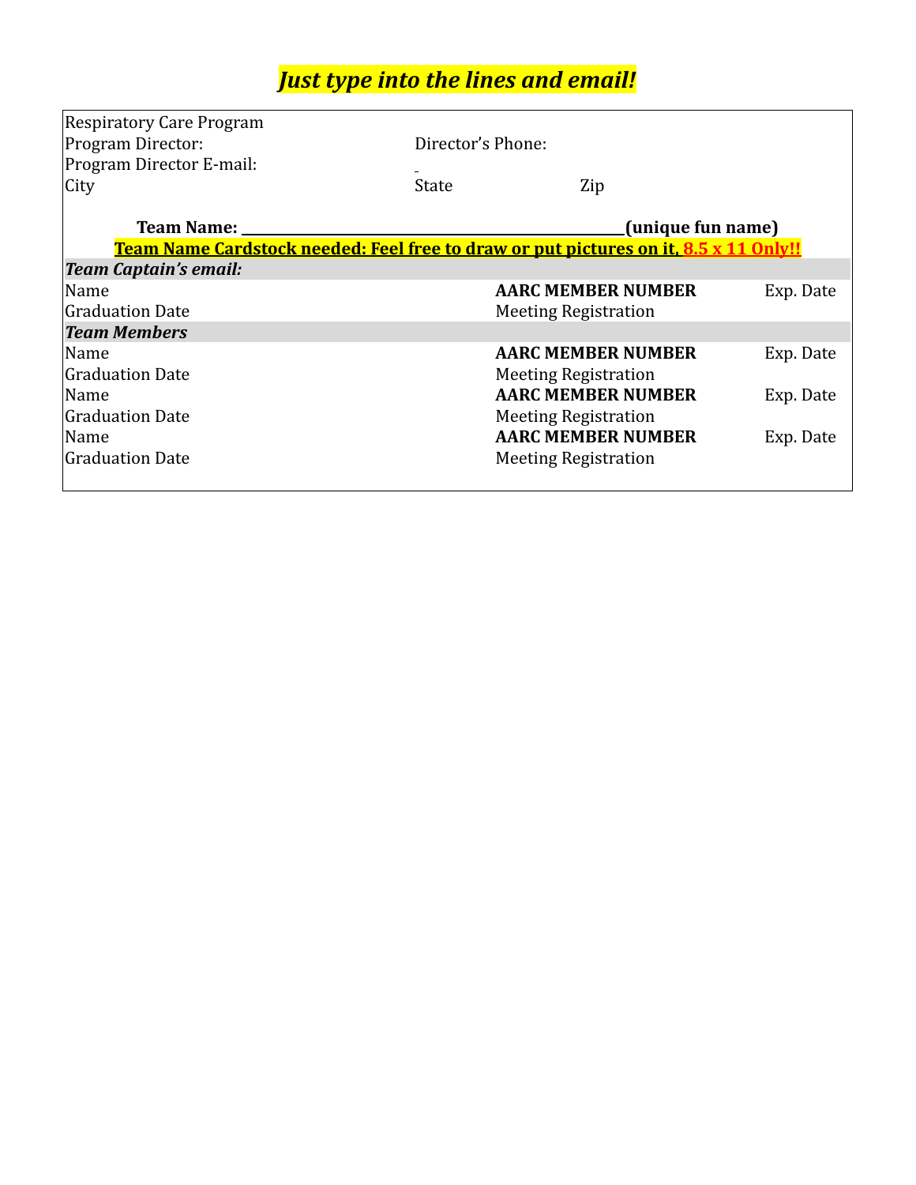# ***Just type into the lines and email!***

Respiratory Care Program

Program Director: Director's Phone:

Program Director E-mail:

City State Zip

**Team Name: \_\_\_\_\_\_\_\_\_\_\_\_\_\_\_\_\_\_\_\_\_\_\_\_\_\_\_\_\_\_\_\_\_\_\_\_\_\_\_\_\_\_\_\_\_\_\_\_\_\_\_(unique fun name)**

**Team Name Cardstock needed: Feel free to draw or put pictures on it, 8.5 x 11 Only!!**

***Team Captain's email:***

| | | |
|---|---|---|
| Name | **AARC MEMBER NUMBER** | Exp. Date |
| Graduation Date | Meeting Registration | |

***Team Members***

| | | |
|---|---|---|
| Name | **AARC MEMBER NUMBER** | Exp. Date |
| Graduation Date | Meeting Registration | |
| Name | **AARC MEMBER NUMBER** | Exp. Date |
| Graduation Date | Meeting Registration | |
| Name | **AARC MEMBER NUMBER** | Exp. Date |
| Graduation Date | Meeting Registration | |